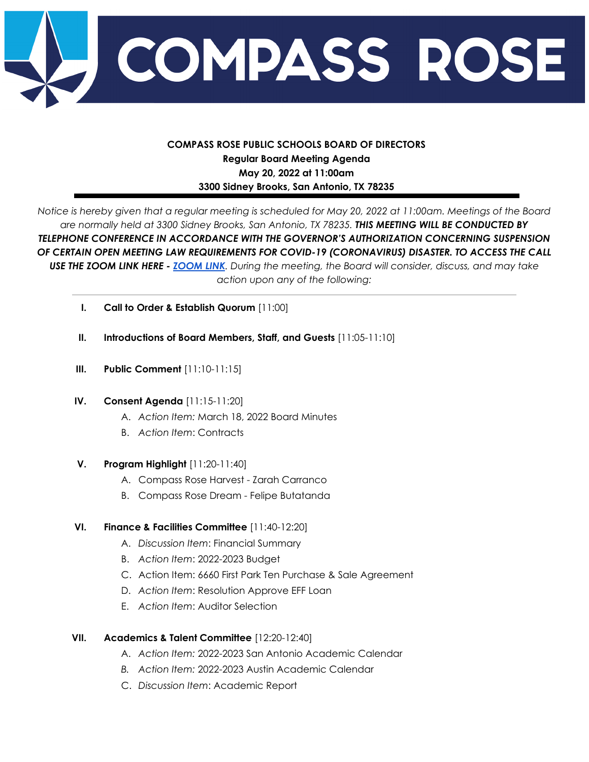# COMPASS ROSE

**COMPASS ROSE PUBLIC SCHOOLS BOARD OF DIRECTORS**
**Regular Board Meeting Agenda**
**May 20, 2022 at 11:00am**
**3300 Sidney Brooks, San Antonio, TX 78235**

---

*Notice is hereby given that a regular meeting is scheduled for May 20, 2022 at 11:00am. Meetings of the Board are normally held at 3300 Sidney Brooks, San Antonio, TX 78235.* ***THIS MEETING WILL BE CONDUCTED BY TELEPHONE CONFERENCE IN ACCORDANCE WITH THE GOVERNOR'S AUTHORIZATION CONCERNING SUSPENSION OF CERTAIN OPEN MEETING LAW REQUIREMENTS FOR COVID-19 (CORONAVIRUS) DISASTER. TO ACCESS THE CALL USE THE ZOOM LINK HERE - ZOOM LINK****. During the meeting, the Board will consider, discuss, and may take action upon any of the following:*

---

I. **Call to Order & Establish Quorum** [11:00]

II. **Introductions of Board Members, Staff, and Guests** [11:05-11:10]

III. **Public Comment** [11:10-11:15]

IV. **Consent Agenda** [11:15-11:20]
   A. *Action Item:* March 18, 2022 Board Minutes
   B. *Action Item*: Contracts

V. **Program Highlight** [11:20-11:40]
   A. Compass Rose Harvest - Zarah Carranco
   B. Compass Rose Dream - Felipe Butatanda

VI. **Finance & Facilities Committee** [11:40-12:20]
   A. *Discussion Item*: Financial Summary
   B. *Action Item*: 2022-2023 Budget
   C. Action Item: 6660 First Park Ten Purchase & Sale Agreement
   D. *Action Item*: Resolution Approve EFF Loan
   E. *Action Item*: Auditor Selection

VII. **Academics & Talent Committee** [12:20-12:40]
   A. *Action Item:* 2022-2023 San Antonio Academic Calendar
   B. *Action Item:* 2022-2023 Austin Academic Calendar
   C. *Discussion Item*: Academic Report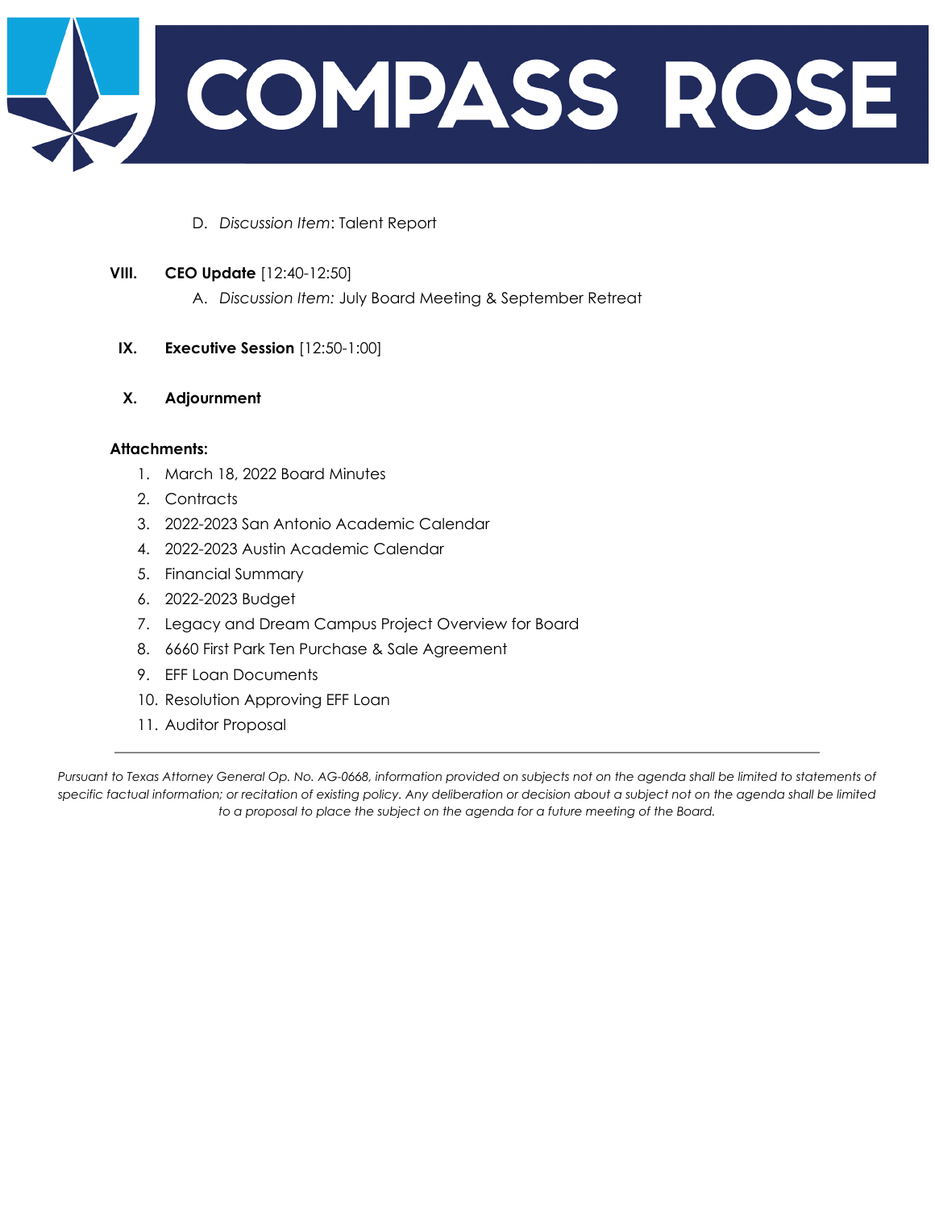D. *Discussion Item*: Talent Report

**VIII. CEO Update** [12:40-12:50]

A. *Discussion Item:* July Board Meeting & September Retreat

**IX. Executive Session** [12:50-1:00]

**X. Adjournment**

**Attachments:**

1. March 18, 2022 Board Minutes
2. Contracts
3. 2022-2023 San Antonio Academic Calendar
4. 2022-2023 Austin Academic Calendar
5. Financial Summary
6. 2022-2023 Budget
7. Legacy and Dream Campus Project Overview for Board
8. 6660 First Park Ten Purchase & Sale Agreement
9. EFF Loan Documents
10. Resolution Approving EFF Loan
11. Auditor Proposal

---

*Pursuant to Texas Attorney General Op. No. AG-0668, information provided on subjects not on the agenda shall be limited to statements of specific factual information; or recitation of existing policy. Any deliberation or decision about a subject not on the agenda shall be limited to a proposal to place the subject on the agenda for a future meeting of the Board.*